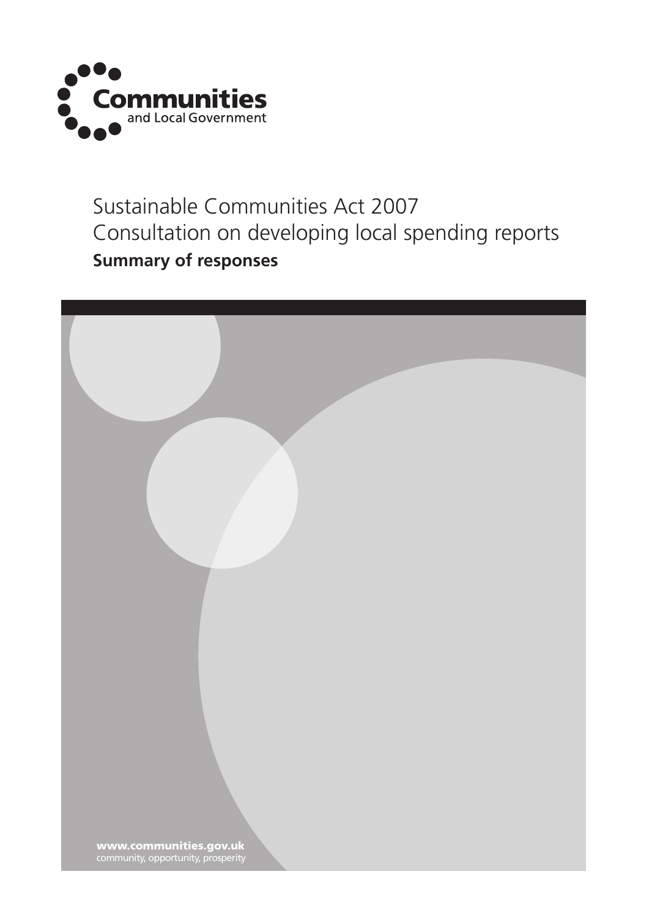Communities and Local Government

# Sustainable Communities Act 2007
# Consultation on developing local spending reports
## Summary of responses

**www.communities.gov.uk**
community, opportunity, prosperity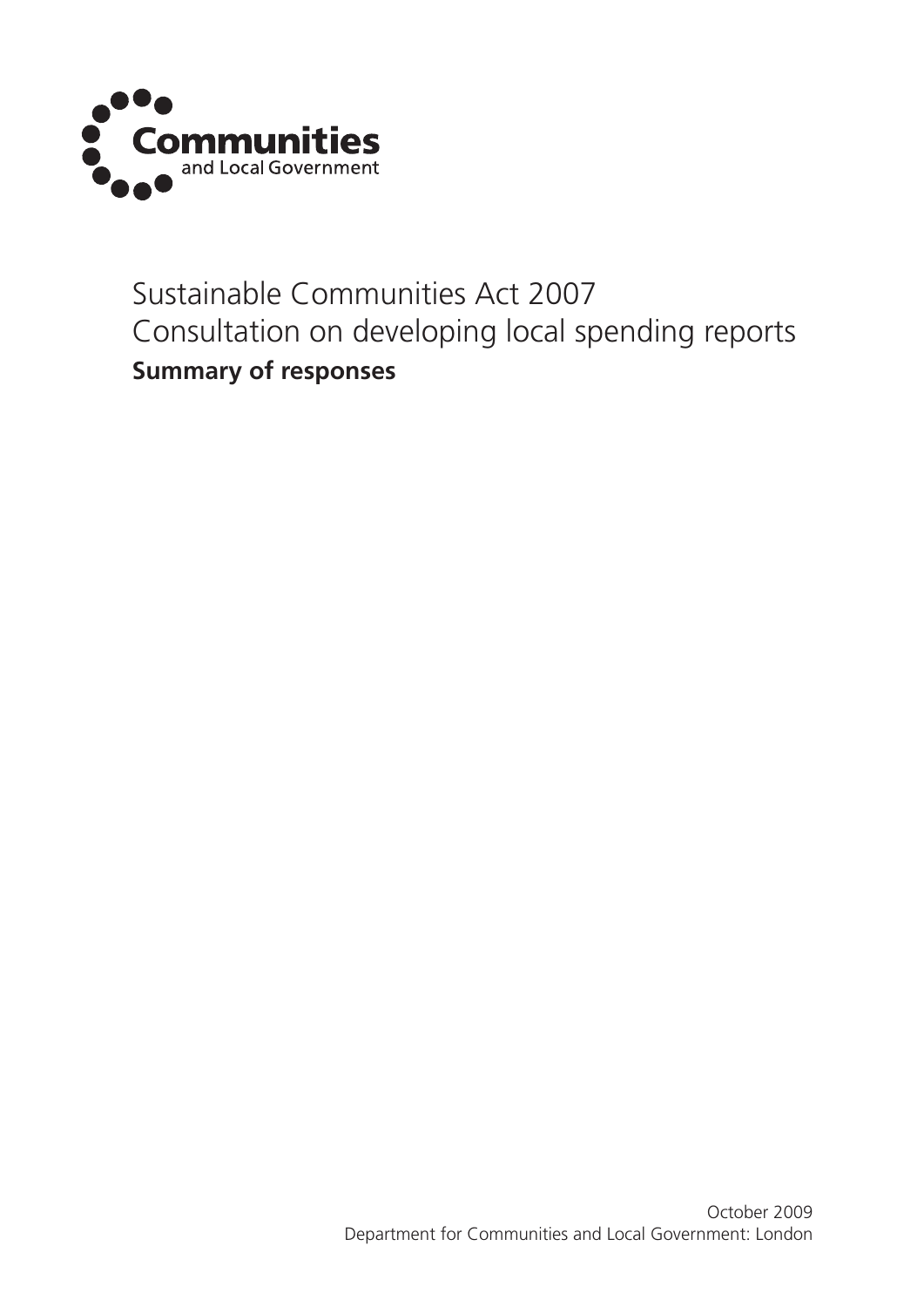Communities and Local Government

# Sustainable Communities Act 2007
# Consultation on developing local spending reports
## Summary of responses

October 2009
Department for Communities and Local Government: London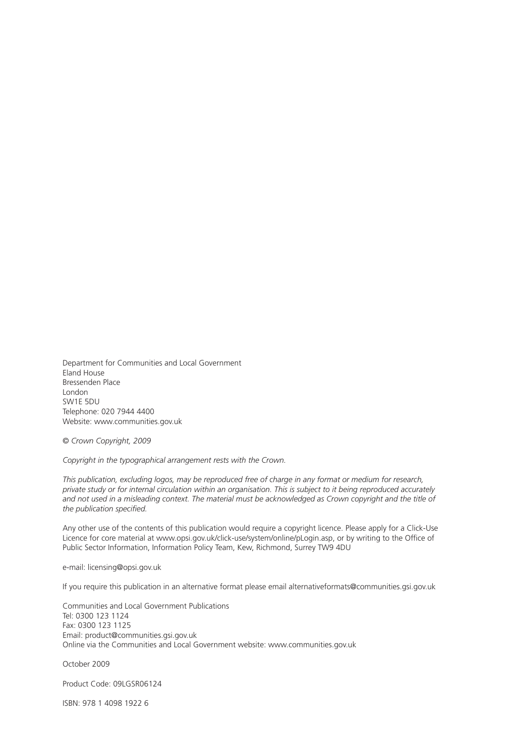Department for Communities and Local Government
Eland House
Bressenden Place
London
SW1E 5DU
Telephone: 020 7944 4400
Website: www.communities.gov.uk

*© Crown Copyright, 2009*

*Copyright in the typographical arrangement rests with the Crown.*

*This publication, excluding logos, may be reproduced free of charge in any format or medium for research, private study or for internal circulation within an organisation. This is subject to it being reproduced accurately and not used in a misleading context. The material must be acknowledged as Crown copyright and the title of the publication specified.*

Any other use of the contents of this publication would require a copyright licence. Please apply for a Click-Use Licence for core material at www.opsi.gov.uk/click-use/system/online/pLogin.asp, or by writing to the Office of Public Sector Information, Information Policy Team, Kew, Richmond, Surrey TW9 4DU

e-mail: licensing@opsi.gov.uk

If you require this publication in an alternative format please email alternativeformats@communities.gsi.gov.uk

Communities and Local Government Publications
Tel: 0300 123 1124
Fax: 0300 123 1125
Email: product@communities.gsi.gov.uk
Online via the Communities and Local Government website: www.communities.gov.uk

October 2009

Product Code: 09LGSR06124

ISBN: 978 1 4098 1922 6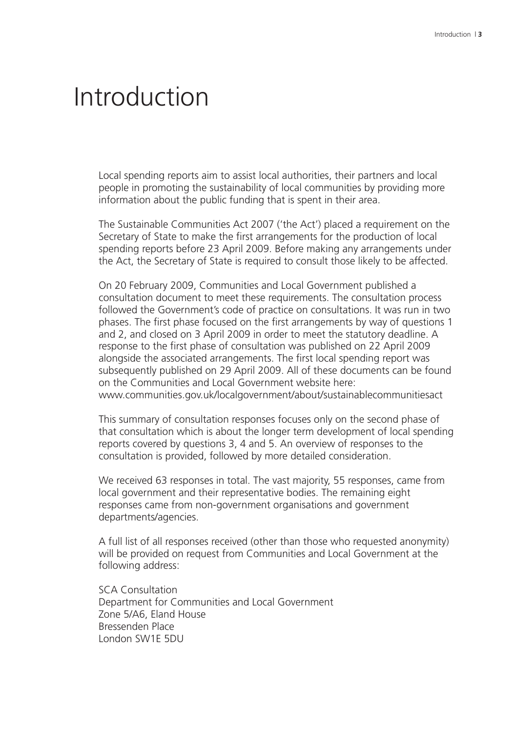# Introduction

Local spending reports aim to assist local authorities, their partners and local people in promoting the sustainability of local communities by providing more information about the public funding that is spent in their area.

The Sustainable Communities Act 2007 ('the Act') placed a requirement on the Secretary of State to make the first arrangements for the production of local spending reports before 23 April 2009. Before making any arrangements under the Act, the Secretary of State is required to consult those likely to be affected.

On 20 February 2009, Communities and Local Government published a consultation document to meet these requirements. The consultation process followed the Government's code of practice on consultations. It was run in two phases. The first phase focused on the first arrangements by way of questions 1 and 2, and closed on 3 April 2009 in order to meet the statutory deadline. A response to the first phase of consultation was published on 22 April 2009 alongside the associated arrangements. The first local spending report was subsequently published on 29 April 2009. All of these documents can be found on the Communities and Local Government website here: www.communities.gov.uk/localgovernment/about/sustainablecommunitiesact

This summary of consultation responses focuses only on the second phase of that consultation which is about the longer term development of local spending reports covered by questions 3, 4 and 5. An overview of responses to the consultation is provided, followed by more detailed consideration.

We received 63 responses in total. The vast majority, 55 responses, came from local government and their representative bodies. The remaining eight responses came from non-government organisations and government departments/agencies.

A full list of all responses received (other than those who requested anonymity) will be provided on request from Communities and Local Government at the following address:

SCA Consultation
Department for Communities and Local Government
Zone 5/A6, Eland House
Bressenden Place
London SW1E 5DU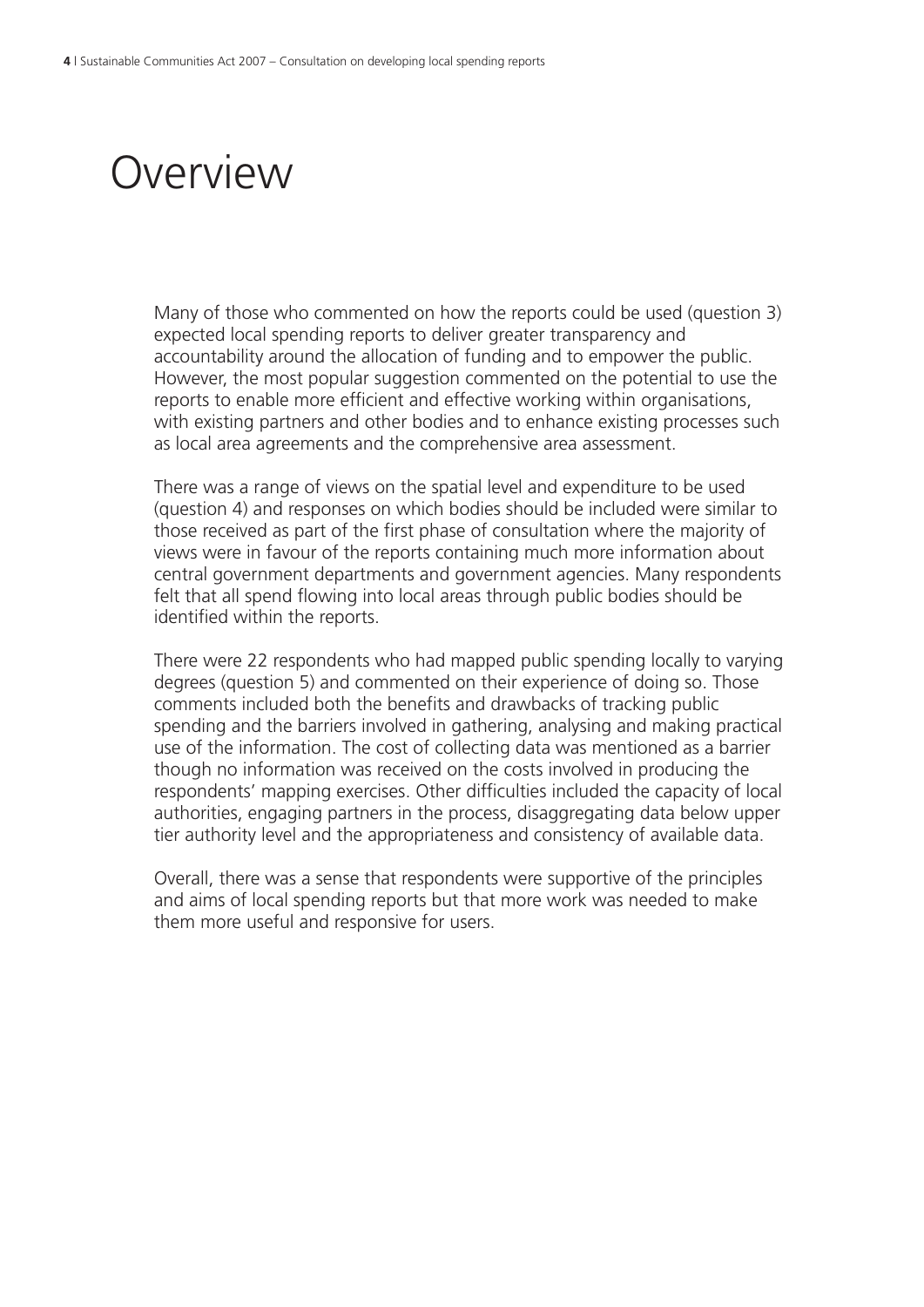# Overview

Many of those who commented on how the reports could be used (question 3) expected local spending reports to deliver greater transparency and accountability around the allocation of funding and to empower the public. However, the most popular suggestion commented on the potential to use the reports to enable more efficient and effective working within organisations, with existing partners and other bodies and to enhance existing processes such as local area agreements and the comprehensive area assessment.

There was a range of views on the spatial level and expenditure to be used (question 4) and responses on which bodies should be included were similar to those received as part of the first phase of consultation where the majority of views were in favour of the reports containing much more information about central government departments and government agencies. Many respondents felt that all spend flowing into local areas through public bodies should be identified within the reports.

There were 22 respondents who had mapped public spending locally to varying degrees (question 5) and commented on their experience of doing so. Those comments included both the benefits and drawbacks of tracking public spending and the barriers involved in gathering, analysing and making practical use of the information. The cost of collecting data was mentioned as a barrier though no information was received on the costs involved in producing the respondents' mapping exercises. Other difficulties included the capacity of local authorities, engaging partners in the process, disaggregating data below upper tier authority level and the appropriateness and consistency of available data.

Overall, there was a sense that respondents were supportive of the principles and aims of local spending reports but that more work was needed to make them more useful and responsive for users.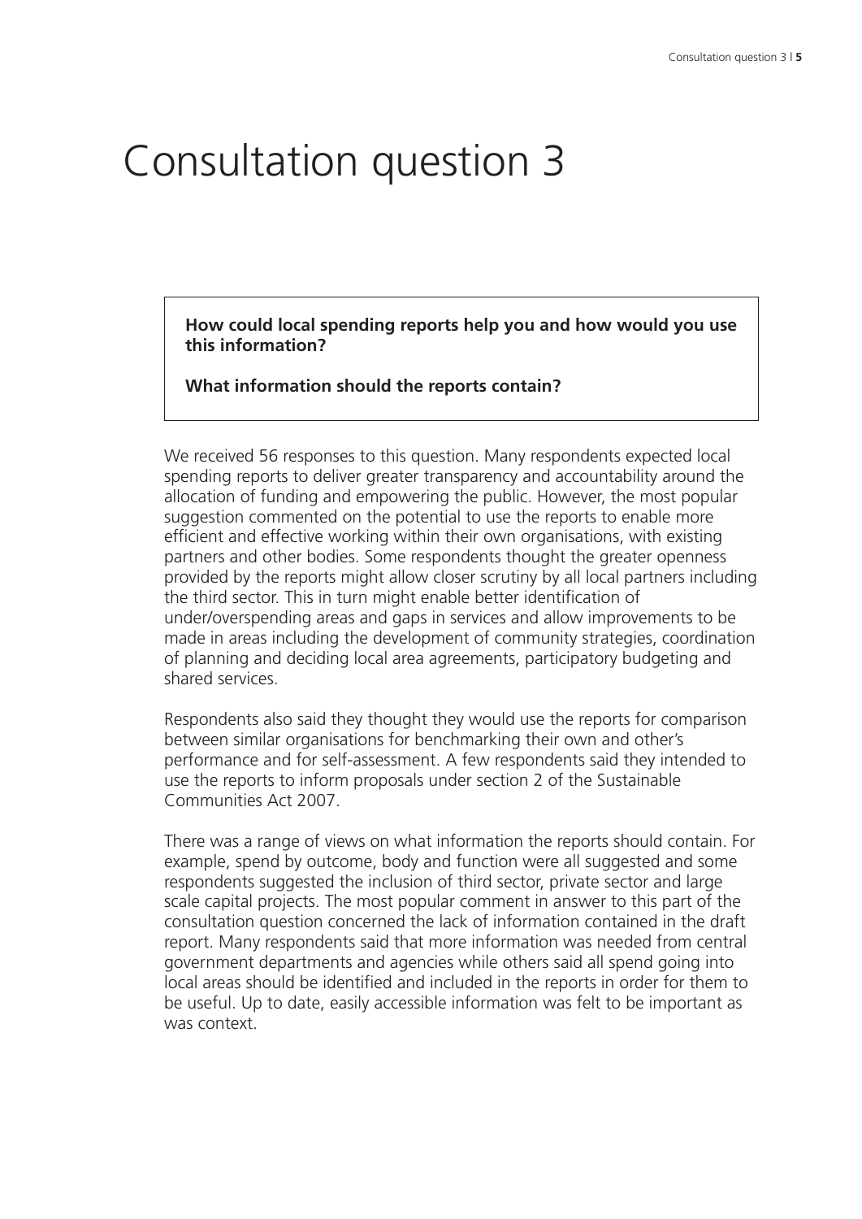# Consultation question 3

> **How could local spending reports help you and how would you use this information?**
>
> **What information should the reports contain?**

We received 56 responses to this question. Many respondents expected local spending reports to deliver greater transparency and accountability around the allocation of funding and empowering the public. However, the most popular suggestion commented on the potential to use the reports to enable more efficient and effective working within their own organisations, with existing partners and other bodies. Some respondents thought the greater openness provided by the reports might allow closer scrutiny by all local partners including the third sector. This in turn might enable better identification of under/overspending areas and gaps in services and allow improvements to be made in areas including the development of community strategies, coordination of planning and deciding local area agreements, participatory budgeting and shared services.

Respondents also said they thought they would use the reports for comparison between similar organisations for benchmarking their own and other's performance and for self-assessment. A few respondents said they intended to use the reports to inform proposals under section 2 of the Sustainable Communities Act 2007.

There was a range of views on what information the reports should contain. For example, spend by outcome, body and function were all suggested and some respondents suggested the inclusion of third sector, private sector and large scale capital projects. The most popular comment in answer to this part of the consultation question concerned the lack of information contained in the draft report. Many respondents said that more information was needed from central government departments and agencies while others said all spend going into local areas should be identified and included in the reports in order for them to be useful. Up to date, easily accessible information was felt to be important as was context.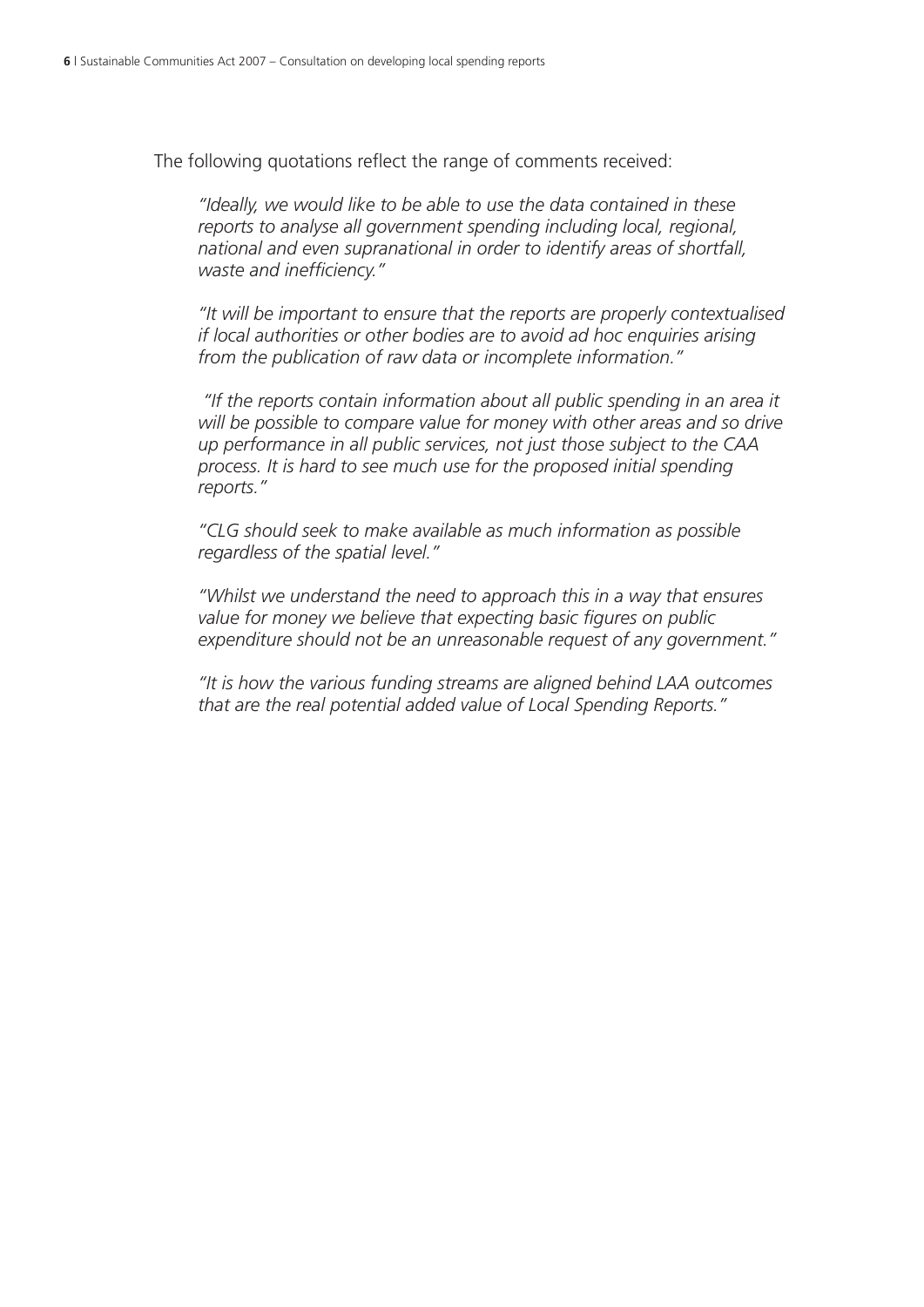The following quotations reflect the range of comments received:

> *"Ideally, we would like to be able to use the data contained in these reports to analyse all government spending including local, regional, national and even supranational in order to identify areas of shortfall, waste and inefficiency."*

> *"It will be important to ensure that the reports are properly contextualised if local authorities or other bodies are to avoid ad hoc enquiries arising from the publication of raw data or incomplete information."*

> *"If the reports contain information about all public spending in an area it will be possible to compare value for money with other areas and so drive up performance in all public services, not just those subject to the CAA process. It is hard to see much use for the proposed initial spending reports."*

> *"CLG should seek to make available as much information as possible regardless of the spatial level."*

> *"Whilst we understand the need to approach this in a way that ensures value for money we believe that expecting basic figures on public expenditure should not be an unreasonable request of any government."*

> *"It is how the various funding streams are aligned behind LAA outcomes that are the real potential added value of Local Spending Reports."*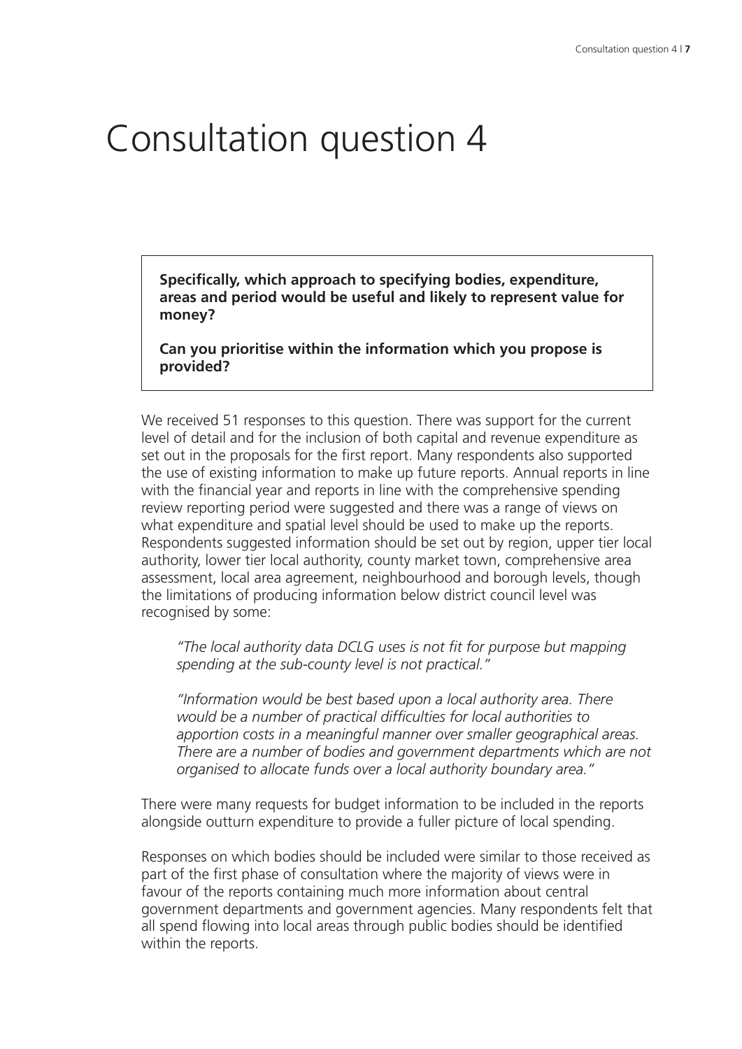# Consultation question 4

> **Specifically, which approach to specifying bodies, expenditure, areas and period would be useful and likely to represent value for money?**
>
> **Can you prioritise within the information which you propose is provided?**

We received 51 responses to this question. There was support for the current level of detail and for the inclusion of both capital and revenue expenditure as set out in the proposals for the first report. Many respondents also supported the use of existing information to make up future reports. Annual reports in line with the financial year and reports in line with the comprehensive spending review reporting period were suggested and there was a range of views on what expenditure and spatial level should be used to make up the reports. Respondents suggested information should be set out by region, upper tier local authority, lower tier local authority, county market town, comprehensive area assessment, local area agreement, neighbourhood and borough levels, though the limitations of producing information below district council level was recognised by some:

*"The local authority data DCLG uses is not fit for purpose but mapping spending at the sub-county level is not practical."*

*"Information would be best based upon a local authority area. There would be a number of practical difficulties for local authorities to apportion costs in a meaningful manner over smaller geographical areas. There are a number of bodies and government departments which are not organised to allocate funds over a local authority boundary area."*

There were many requests for budget information to be included in the reports alongside outturn expenditure to provide a fuller picture of local spending.

Responses on which bodies should be included were similar to those received as part of the first phase of consultation where the majority of views were in favour of the reports containing much more information about central government departments and government agencies. Many respondents felt that all spend flowing into local areas through public bodies should be identified within the reports.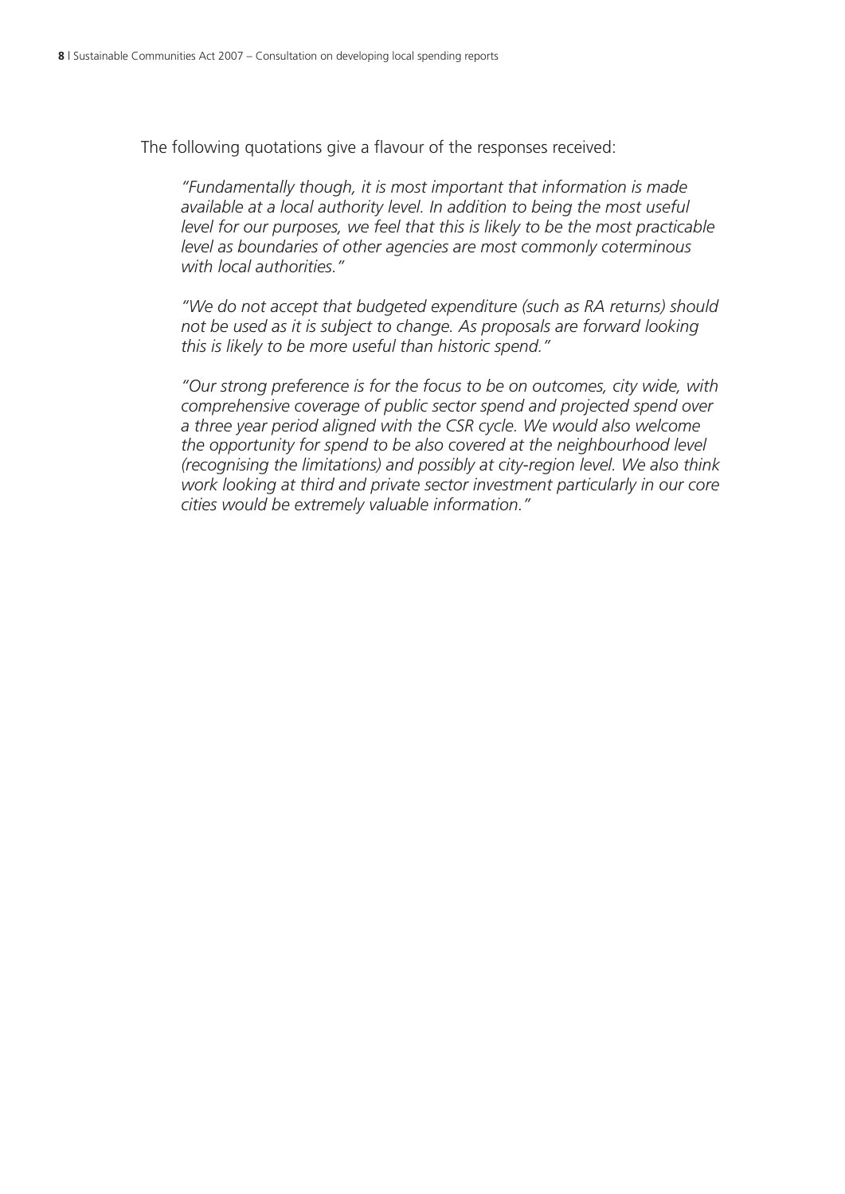The following quotations give a flavour of the responses received:

> *"Fundamentally though, it is most important that information is made available at a local authority level. In addition to being the most useful level for our purposes, we feel that this is likely to be the most practicable level as boundaries of other agencies are most commonly coterminous with local authorities."*

> *"We do not accept that budgeted expenditure (such as RA returns) should not be used as it is subject to change. As proposals are forward looking this is likely to be more useful than historic spend."*

> *"Our strong preference is for the focus to be on outcomes, city wide, with comprehensive coverage of public sector spend and projected spend over a three year period aligned with the CSR cycle. We would also welcome the opportunity for spend to be also covered at the neighbourhood level (recognising the limitations) and possibly at city-region level. We also think work looking at third and private sector investment particularly in our core cities would be extremely valuable information."*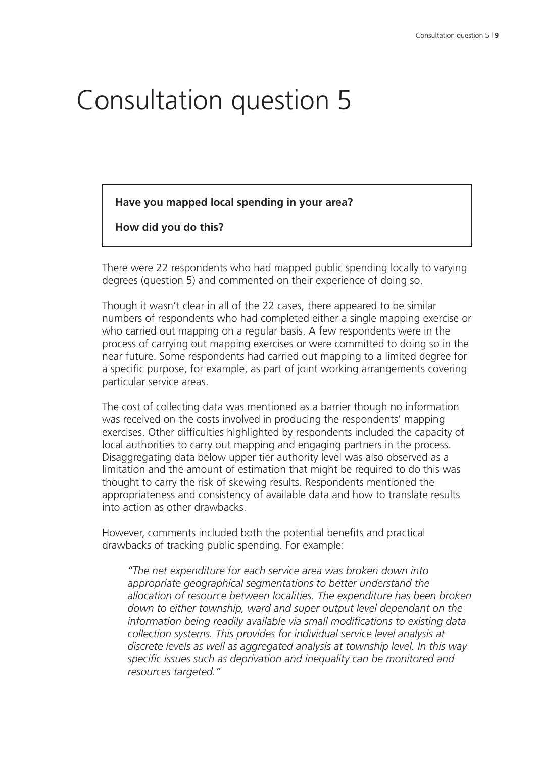# Consultation question 5

**Have you mapped local spending in your area?**

**How did you do this?**

There were 22 respondents who had mapped public spending locally to varying degrees (question 5) and commented on their experience of doing so.

Though it wasn't clear in all of the 22 cases, there appeared to be similar numbers of respondents who had completed either a single mapping exercise or who carried out mapping on a regular basis. A few respondents were in the process of carrying out mapping exercises or were committed to doing so in the near future. Some respondents had carried out mapping to a limited degree for a specific purpose, for example, as part of joint working arrangements covering particular service areas.

The cost of collecting data was mentioned as a barrier though no information was received on the costs involved in producing the respondents' mapping exercises. Other difficulties highlighted by respondents included the capacity of local authorities to carry out mapping and engaging partners in the process. Disaggregating data below upper tier authority level was also observed as a limitation and the amount of estimation that might be required to do this was thought to carry the risk of skewing results. Respondents mentioned the appropriateness and consistency of available data and how to translate results into action as other drawbacks.

However, comments included both the potential benefits and practical drawbacks of tracking public spending. For example:

> *"The net expenditure for each service area was broken down into appropriate geographical segmentations to better understand the allocation of resource between localities. The expenditure has been broken down to either township, ward and super output level dependant on the information being readily available via small modifications to existing data collection systems. This provides for individual service level analysis at discrete levels as well as aggregated analysis at township level. In this way specific issues such as deprivation and inequality can be monitored and resources targeted."*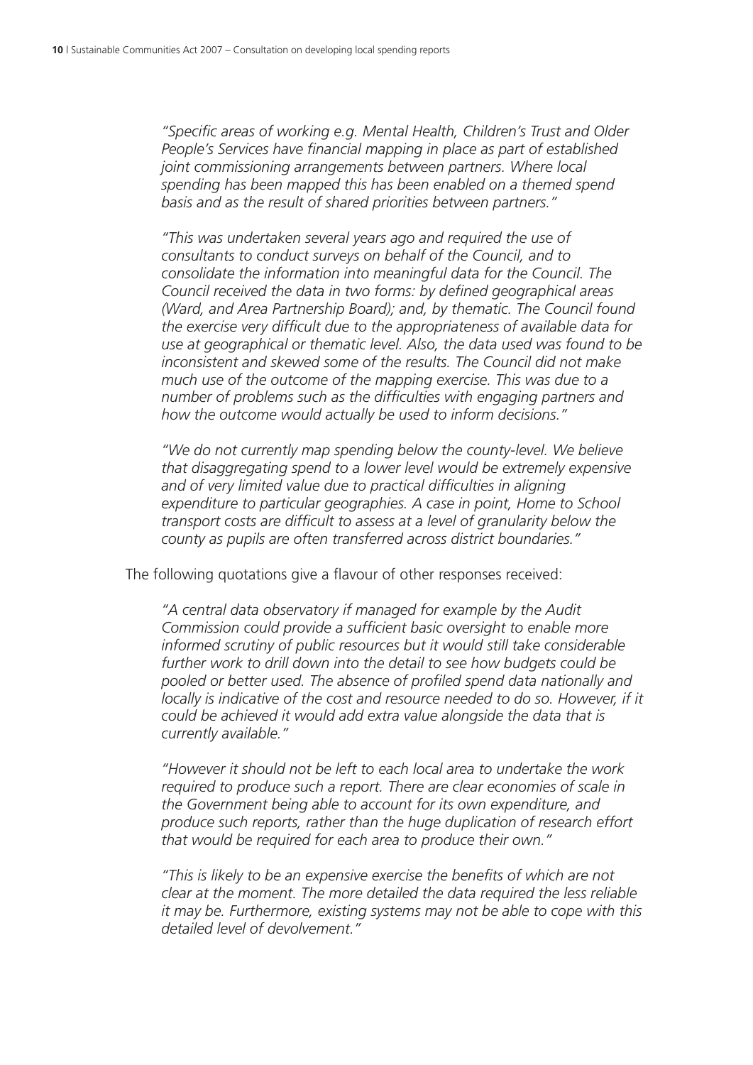*"Specific areas of working e.g. Mental Health, Children's Trust and Older People's Services have financial mapping in place as part of established joint commissioning arrangements between partners. Where local spending has been mapped this has been enabled on a themed spend basis and as the result of shared priorities between partners."*

*"This was undertaken several years ago and required the use of consultants to conduct surveys on behalf of the Council, and to consolidate the information into meaningful data for the Council. The Council received the data in two forms: by defined geographical areas (Ward, and Area Partnership Board); and, by thematic. The Council found the exercise very difficult due to the appropriateness of available data for use at geographical or thematic level. Also, the data used was found to be inconsistent and skewed some of the results. The Council did not make much use of the outcome of the mapping exercise. This was due to a number of problems such as the difficulties with engaging partners and how the outcome would actually be used to inform decisions."*

*"We do not currently map spending below the county-level. We believe that disaggregating spend to a lower level would be extremely expensive and of very limited value due to practical difficulties in aligning expenditure to particular geographies. A case in point, Home to School transport costs are difficult to assess at a level of granularity below the county as pupils are often transferred across district boundaries."*

The following quotations give a flavour of other responses received:

*"A central data observatory if managed for example by the Audit Commission could provide a sufficient basic oversight to enable more informed scrutiny of public resources but it would still take considerable further work to drill down into the detail to see how budgets could be pooled or better used. The absence of profiled spend data nationally and locally is indicative of the cost and resource needed to do so. However, if it could be achieved it would add extra value alongside the data that is currently available."*

*"However it should not be left to each local area to undertake the work required to produce such a report. There are clear economies of scale in the Government being able to account for its own expenditure, and produce such reports, rather than the huge duplication of research effort that would be required for each area to produce their own."*

*"This is likely to be an expensive exercise the benefits of which are not clear at the moment. The more detailed the data required the less reliable it may be. Furthermore, existing systems may not be able to cope with this detailed level of devolvement."*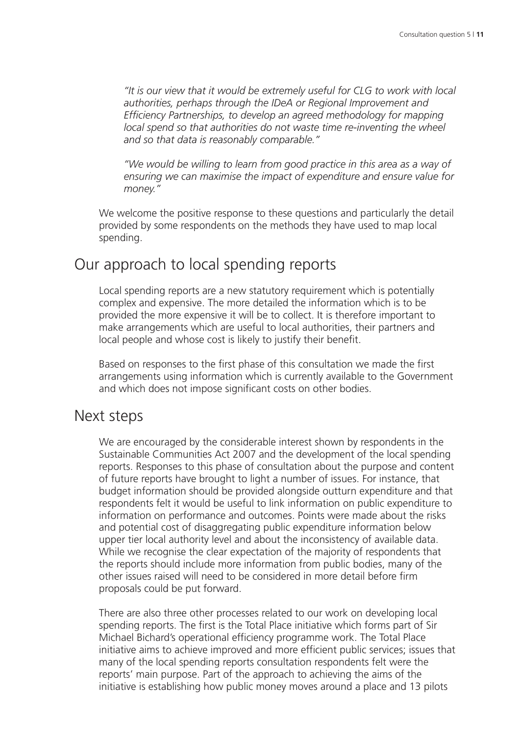*"It is our view that it would be extremely useful for CLG to work with local authorities, perhaps through the IDeA or Regional Improvement and Efficiency Partnerships, to develop an agreed methodology for mapping local spend so that authorities do not waste time re-inventing the wheel and so that data is reasonably comparable."*

*"We would be willing to learn from good practice in this area as a way of ensuring we can maximise the impact of expenditure and ensure value for money."*

We welcome the positive response to these questions and particularly the detail provided by some respondents on the methods they have used to map local spending.

## Our approach to local spending reports

Local spending reports are a new statutory requirement which is potentially complex and expensive. The more detailed the information which is to be provided the more expensive it will be to collect. It is therefore important to make arrangements which are useful to local authorities, their partners and local people and whose cost is likely to justify their benefit.

Based on responses to the first phase of this consultation we made the first arrangements using information which is currently available to the Government and which does not impose significant costs on other bodies.

## Next steps

We are encouraged by the considerable interest shown by respondents in the Sustainable Communities Act 2007 and the development of the local spending reports. Responses to this phase of consultation about the purpose and content of future reports have brought to light a number of issues. For instance, that budget information should be provided alongside outturn expenditure and that respondents felt it would be useful to link information on public expenditure to information on performance and outcomes. Points were made about the risks and potential cost of disaggregating public expenditure information below upper tier local authority level and about the inconsistency of available data. While we recognise the clear expectation of the majority of respondents that the reports should include more information from public bodies, many of the other issues raised will need to be considered in more detail before firm proposals could be put forward.

There are also three other processes related to our work on developing local spending reports. The first is the Total Place initiative which forms part of Sir Michael Bichard's operational efficiency programme work. The Total Place initiative aims to achieve improved and more efficient public services; issues that many of the local spending reports consultation respondents felt were the reports' main purpose. Part of the approach to achieving the aims of the initiative is establishing how public money moves around a place and 13 pilots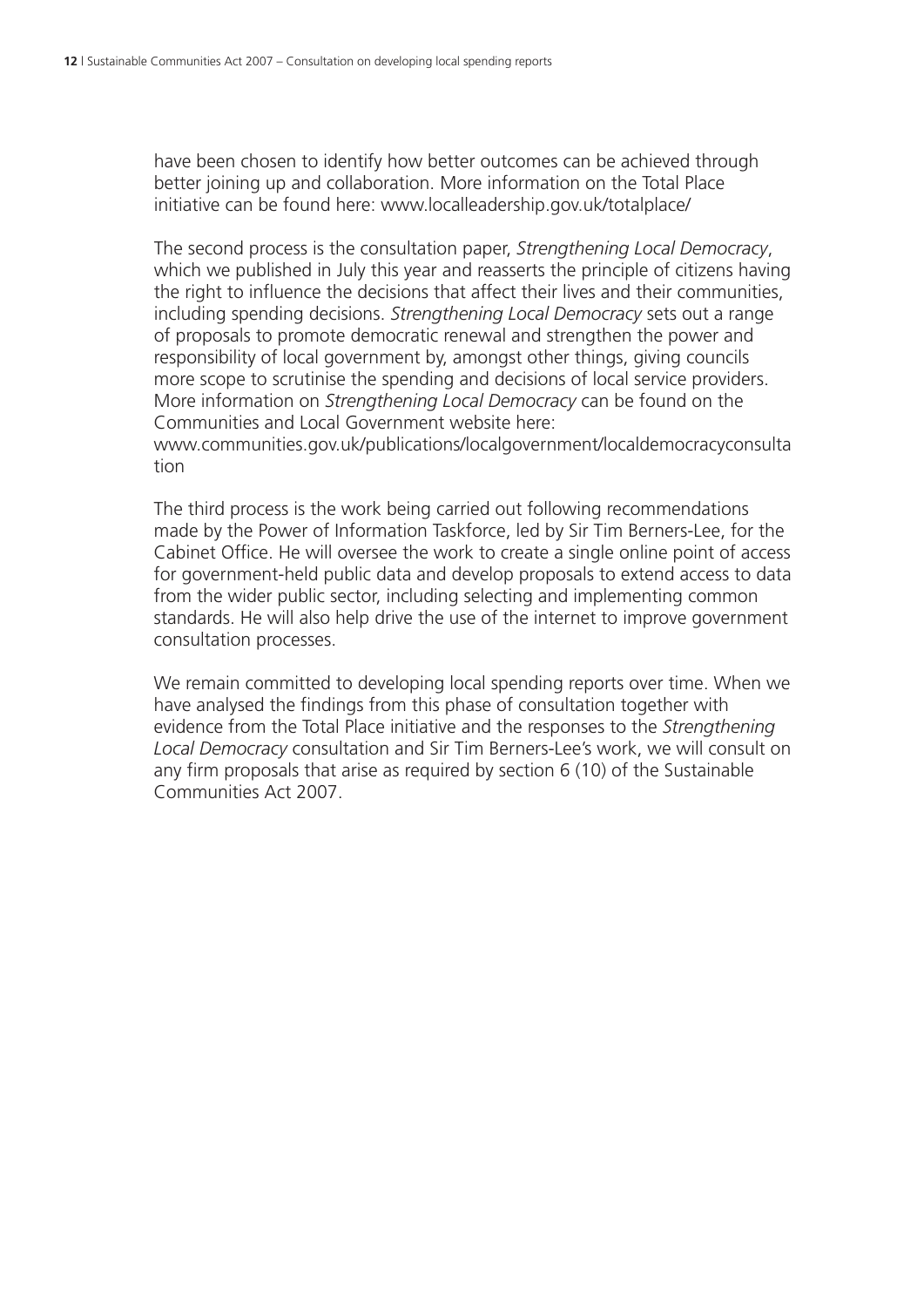have been chosen to identify how better outcomes can be achieved through better joining up and collaboration. More information on the Total Place initiative can be found here: www.localleadership.gov.uk/totalplace/

The second process is the consultation paper, *Strengthening Local Democracy*, which we published in July this year and reasserts the principle of citizens having the right to influence the decisions that affect their lives and their communities, including spending decisions. *Strengthening Local Democracy* sets out a range of proposals to promote democratic renewal and strengthen the power and responsibility of local government by, amongst other things, giving councils more scope to scrutinise the spending and decisions of local service providers. More information on *Strengthening Local Democracy* can be found on the Communities and Local Government website here: www.communities.gov.uk/publications/localgovernment/localdemocracyconsultation

The third process is the work being carried out following recommendations made by the Power of Information Taskforce, led by Sir Tim Berners-Lee, for the Cabinet Office. He will oversee the work to create a single online point of access for government-held public data and develop proposals to extend access to data from the wider public sector, including selecting and implementing common standards. He will also help drive the use of the internet to improve government consultation processes.

We remain committed to developing local spending reports over time. When we have analysed the findings from this phase of consultation together with evidence from the Total Place initiative and the responses to the *Strengthening Local Democracy* consultation and Sir Tim Berners-Lee's work, we will consult on any firm proposals that arise as required by section 6 (10) of the Sustainable Communities Act 2007.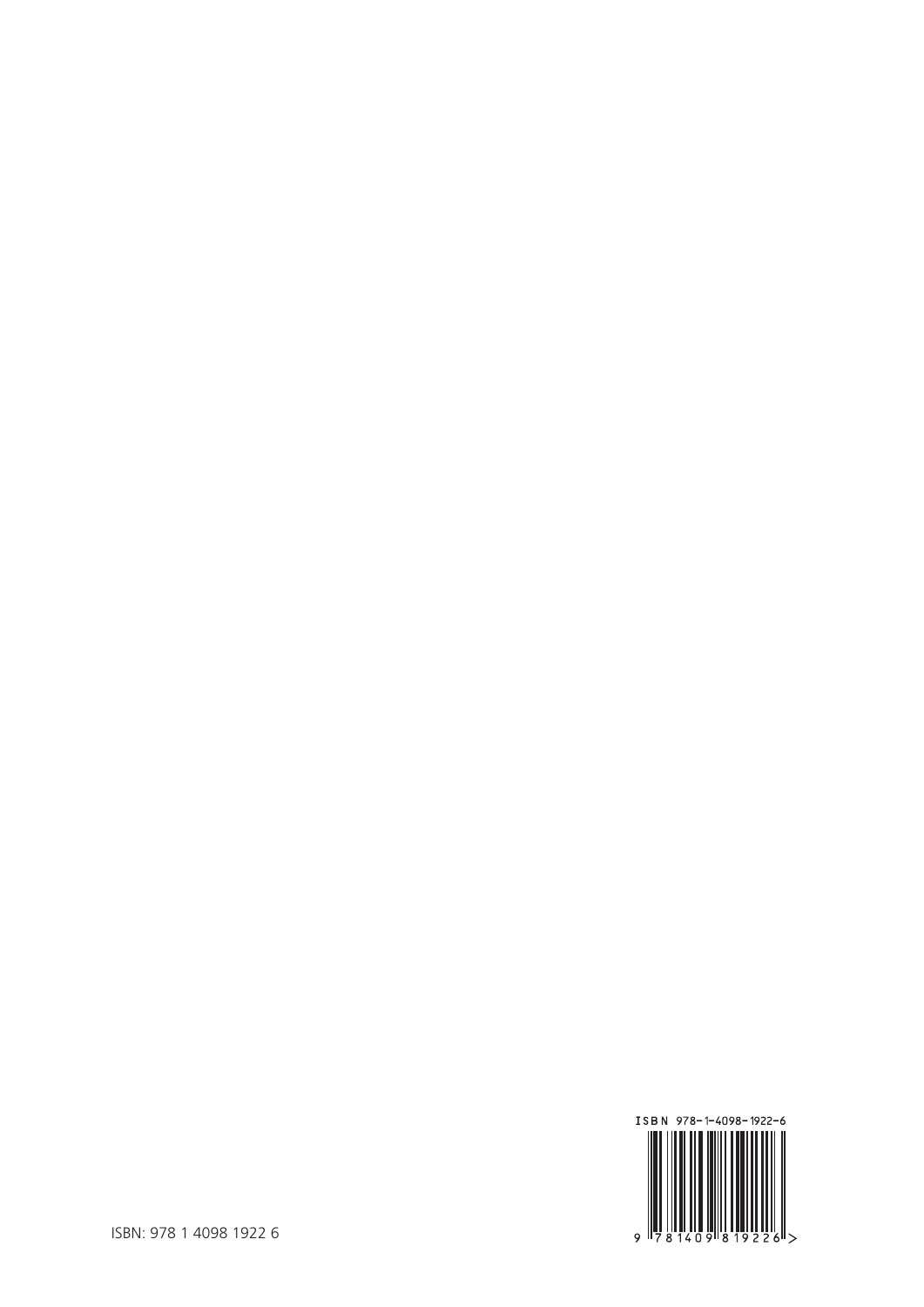ISBN: 978 1 4098 1922 6

ISBN 978-1-4098-1922-6

9 781409 819226 >